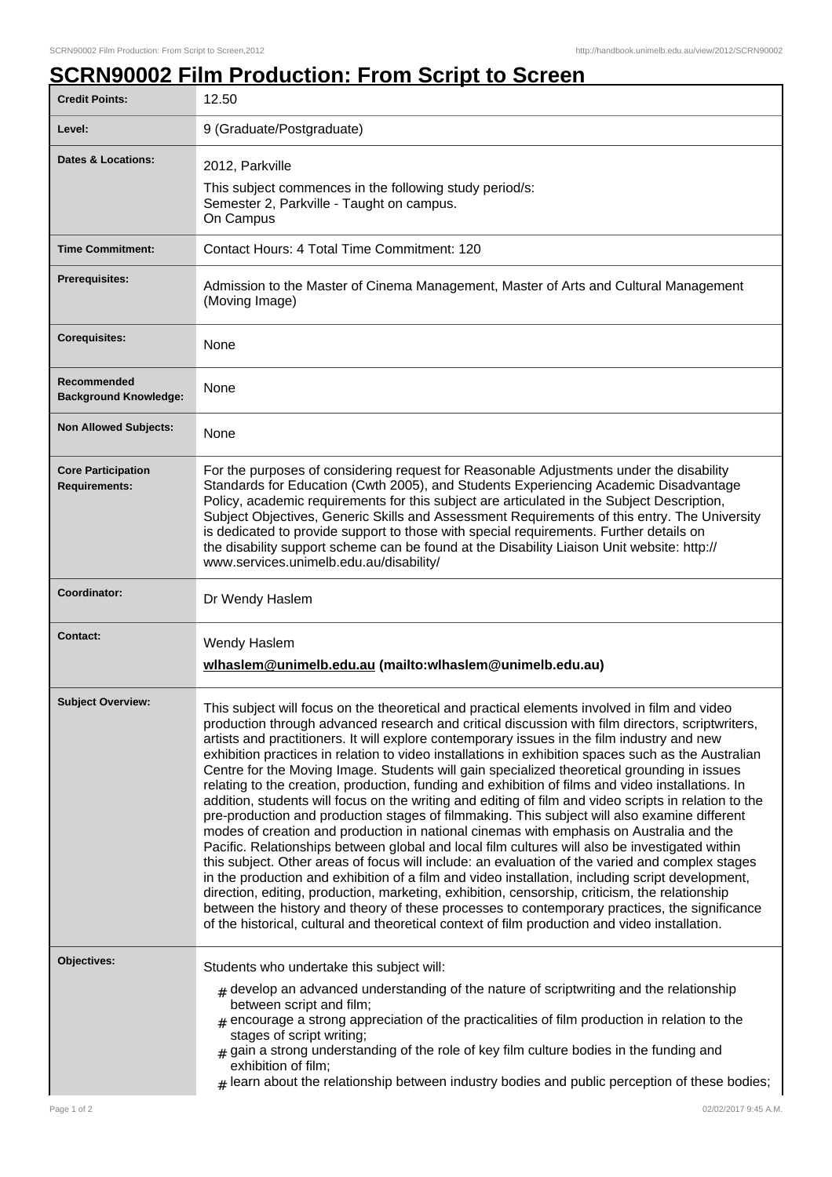# SCRN90002 Film Production: From Script to Screen

| | |
|---|---|
| **Credit Points:** | 12.50 |
| **Level:** | 9 (Graduate/Postgraduate) |
| **Dates & Locations:** | 2012, Parkville<br>This subject commences in the following study period/s:<br>Semester 2, Parkville - Taught on campus.<br>On Campus |
| **Time Commitment:** | Contact Hours: 4 Total Time Commitment: 120 |
| **Prerequisites:** | Admission to the Master of Cinema Management, Master of Arts and Cultural Management (Moving Image) |
| **Corequisites:** | None |
| **Recommended Background Knowledge:** | None |
| **Non Allowed Subjects:** | None |
| **Core Participation Requirements:** | For the purposes of considering request for Reasonable Adjustments under the disability Standards for Education (Cwth 2005), and Students Experiencing Academic Disadvantage Policy, academic requirements for this subject are articulated in the Subject Description, Subject Objectives, Generic Skills and Assessment Requirements of this entry. The University is dedicated to provide support to those with special requirements. Further details on the disability support scheme can be found at the Disability Liaison Unit website: http://www.services.unimelb.edu.au/disability/ |
| **Coordinator:** | Dr Wendy Haslem |
| **Contact:** | Wendy Haslem<br>**wlhaslem@unimelb.edu.au (mailto:wlhaslem@unimelb.edu.au)** |
| **Subject Overview:** | This subject will focus on the theoretical and practical elements involved in film and video production through advanced research and critical discussion with film directors, scriptwriters, artists and practitioners. It will explore contemporary issues in the film industry and new exhibition practices in relation to video installations in exhibition spaces such as the Australian Centre for the Moving Image. Students will gain specialized theoretical grounding in issues relating to the creation, production, funding and exhibition of films and video installations. In addition, students will focus on the writing and editing of film and video scripts in relation to the pre-production and production stages of filmmaking. This subject will also examine different modes of creation and production in national cinemas with emphasis on Australia and the Pacific. Relationships between global and local film cultures will also be investigated within this subject. Other areas of focus will include: an evaluation of the varied and complex stages in the production and exhibition of a film and video installation, including script development, direction, editing, production, marketing, exhibition, censorship, criticism, the relationship between the history and theory of these processes to contemporary practices, the significance of the historical, cultural and theoretical context of film production and video installation. |
| **Objectives:** | Students who undertake this subject will:<br># develop an advanced understanding of the nature of scriptwriting and the relationship between script and film;<br># encourage a strong appreciation of the practicalities of film production in relation to the stages of script writing;<br># gain a strong understanding of the role of key film culture bodies in the funding and exhibition of film;<br># learn about the relationship between industry bodies and public perception of these bodies; |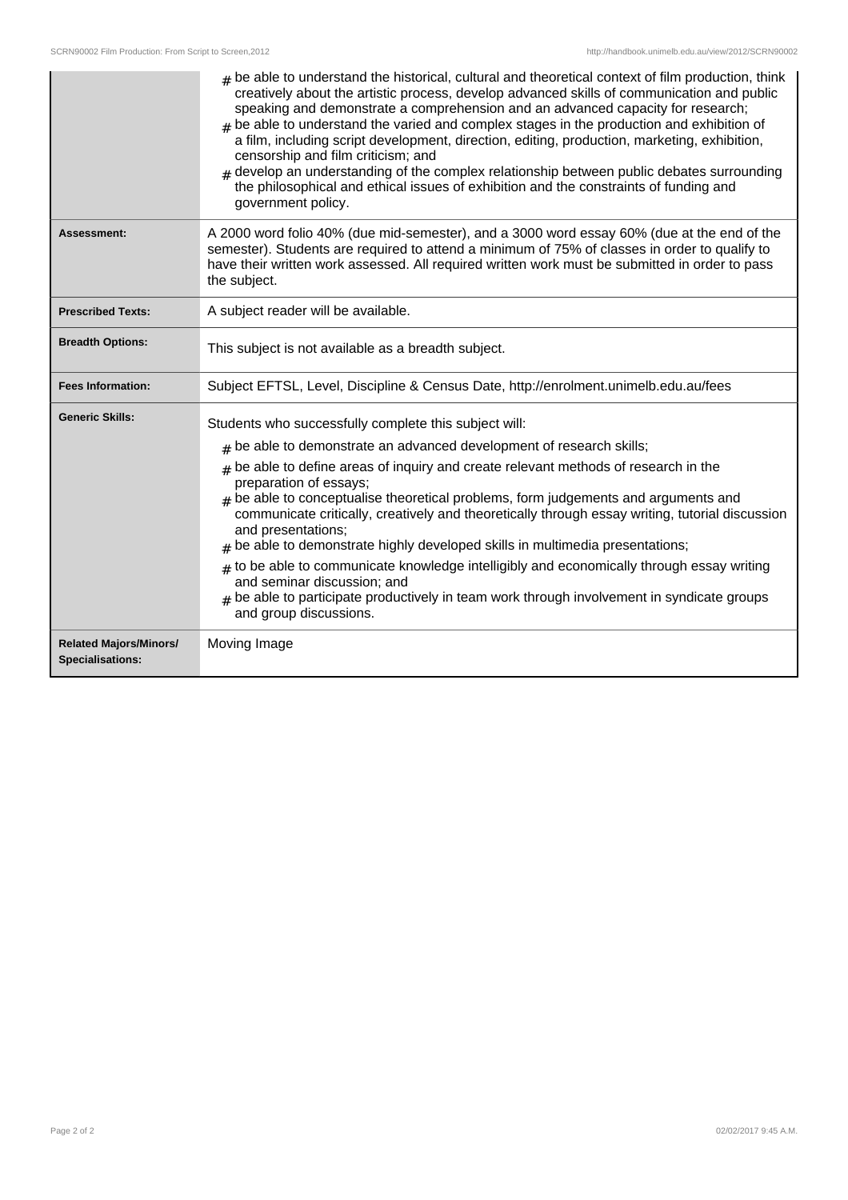|  |  |
| --- | --- |
|  | # be able to understand the historical, cultural and theoretical context of film production, think creatively about the artistic process, develop advanced skills of communication and public speaking and demonstrate a comprehension and an advanced capacity for research;<br># be able to understand the varied and complex stages in the production and exhibition of a film, including script development, direction, editing, production, marketing, exhibition, censorship and film criticism; and<br># develop an understanding of the complex relationship between public debates surrounding the philosophical and ethical issues of exhibition and the constraints of funding and government policy. |
| **Assessment:** | A 2000 word folio 40% (due mid-semester), and a 3000 word essay 60% (due at the end of the semester). Students are required to attend a minimum of 75% of classes in order to qualify to have their written work assessed. All required written work must be submitted in order to pass the subject. |
| **Prescribed Texts:** | A subject reader will be available. |
| **Breadth Options:** | This subject is not available as a breadth subject. |
| **Fees Information:** | Subject EFTSL, Level, Discipline & Census Date, http://enrolment.unimelb.edu.au/fees |
| **Generic Skills:** | Students who successfully complete this subject will:<br># be able to demonstrate an advanced development of research skills;<br># be able to define areas of inquiry and create relevant methods of research in the preparation of essays;<br># be able to conceptualise theoretical problems, form judgements and arguments and communicate critically, creatively and theoretically through essay writing, tutorial discussion and presentations;<br># be able to demonstrate highly developed skills in multimedia presentations;<br># to be able to communicate knowledge intelligibly and economically through essay writing and seminar discussion; and<br># be able to participate productively in team work through involvement in syndicate groups and group discussions. |
| **Related Majors/Minors/ Specialisations:** | Moving Image |